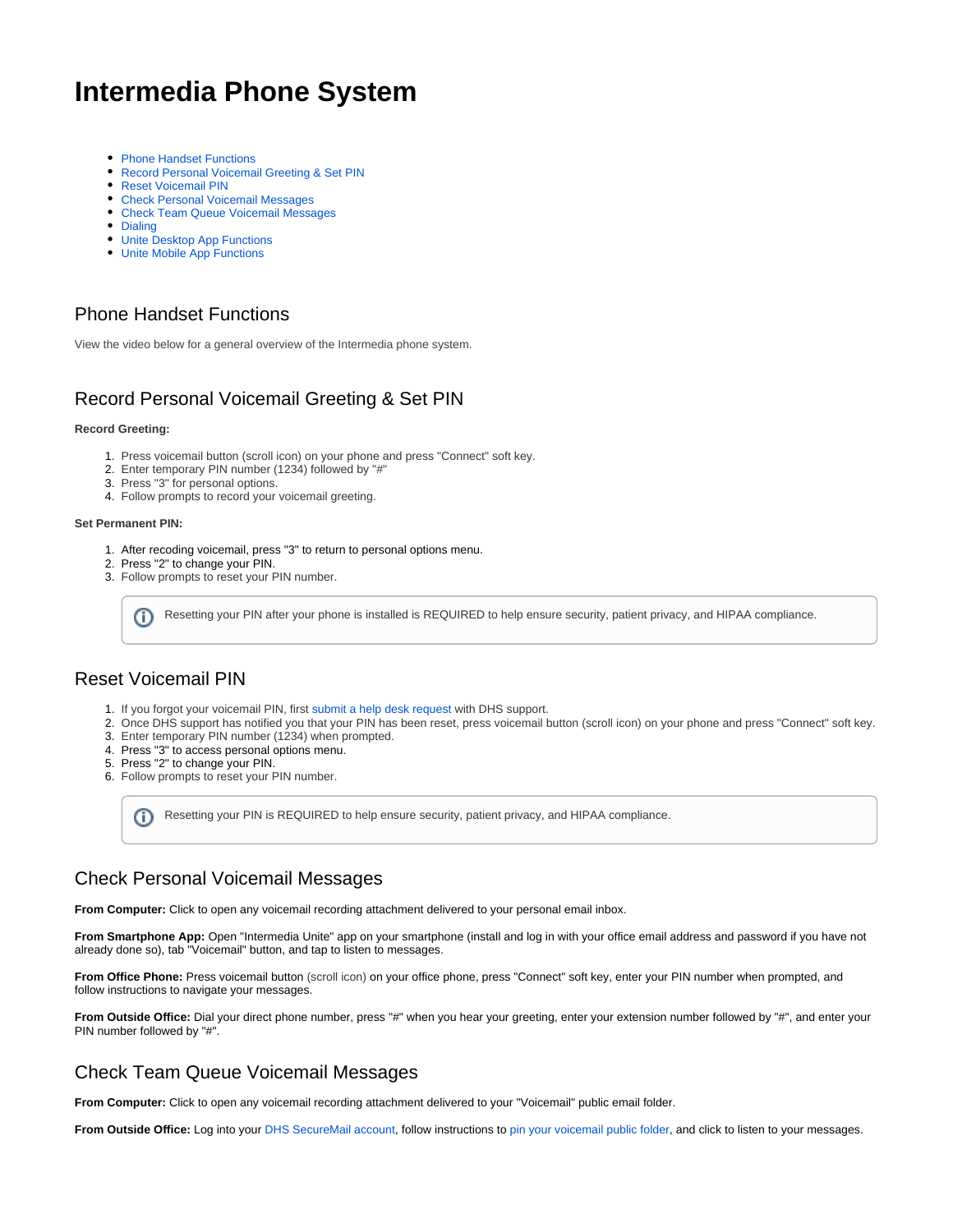# Intermedia Phone System

- Phone Handset Functions
- Record Personal Voicemail Greeting & Set PIN
- Reset Voicemail PIN
- Check Personal Voicemail Messages
- Check Team Queue Voicemail Messages
- Dialing
- Unite Desktop App Functions
- Unite Mobile App Functions

## Phone Handset Functions

View the video below for a general overview of the Intermedia phone system.

## Record Personal Voicemail Greeting & Set PIN

**Record Greeting:**

1. Press voicemail button (scroll icon) on your phone and press "Connect" soft key.
2. Enter temporary PIN number (1234) followed by "#"
3. Press "3" for personal options.
4. Follow prompts to record your voicemail greeting.

**Set Permanent PIN:**

1. After recoding voicemail, press "3" to return to personal options menu.
2. Press "2" to change your PIN.
3. Follow prompts to reset your PIN number.

> Resetting your PIN after your phone is installed is REQUIRED to help ensure security, patient privacy, and HIPAA compliance.

## Reset Voicemail PIN

1. If you forgot your voicemail PIN, first submit a help desk request with DHS support.
2. Once DHS support has notified you that your PIN has been reset, press voicemail button (scroll icon) on your phone and press "Connect" soft key.
3. Enter temporary PIN number (1234) when prompted.
4. Press "3" to access personal options menu.
5. Press "2" to change your PIN.
6. Follow prompts to reset your PIN number.

> Resetting your PIN is REQUIRED to help ensure security, patient privacy, and HIPAA compliance.

## Check Personal Voicemail Messages

**From Computer:** Click to open any voicemail recording attachment delivered to your personal email inbox.

**From Smartphone App:** Open "Intermedia Unite" app on your smartphone (install and log in with your office email address and password if you have not already done so), tab "Voicemail" button, and tap to listen to messages.

**From Office Phone:** Press voicemail button (scroll icon) on your office phone, press "Connect" soft key, enter your PIN number when prompted, and follow instructions to navigate your messages.

**From Outside Office:** Dial your direct phone number, press "#" when you hear your greeting, enter your extension number followed by "#", and enter your PIN number followed by "#".

## Check Team Queue Voicemail Messages

**From Computer:** Click to open any voicemail recording attachment delivered to your "Voicemail" public email folder.

**From Outside Office:** Log into your DHS SecureMail account, follow instructions to pin your voicemail public folder, and click to listen to your messages.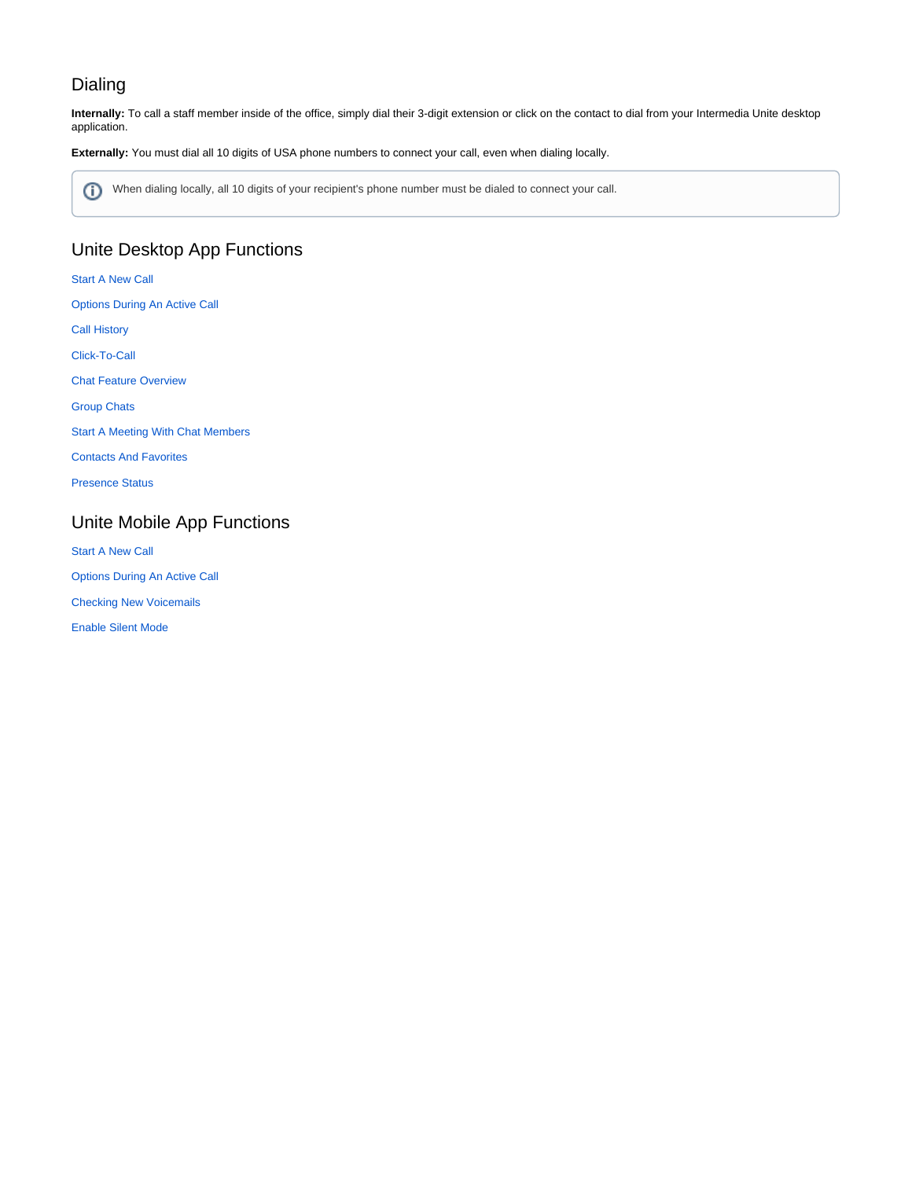## Dialing

**Internally:** To call a staff member inside of the office, simply dial their 3-digit extension or click on the contact to dial from your Intermedia Unite desktop application.

**Externally:** You must dial all 10 digits of USA phone numbers to connect your call, even when dialing locally.

> When dialing locally, all 10 digits of your recipient's phone number must be dialed to connect your call.

## Unite Desktop App Functions

Start A New Call

Options During An Active Call

Call History

Click-To-Call

Chat Feature Overview

Group Chats

Start A Meeting With Chat Members

Contacts And Favorites

Presence Status

## Unite Mobile App Functions

Start A New Call

Options During An Active Call

Checking New Voicemails

Enable Silent Mode